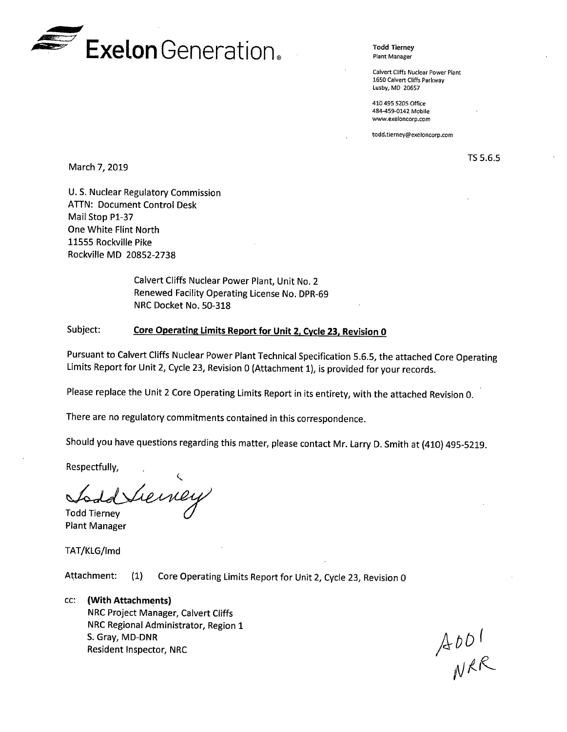**Exelon Generation.**

Todd Tierney
Plant Manager

Calvert Cliffs Nuclear Power Plant
1650 Calvert Cliffs Parkway
Lusby, MD 20657

410 495 5205 Office
484-459-0142 Mobile
www.exeloncorp.com

todd.tierney@exeloncorp.com

TS 5.6.5

March 7, 2019

U. S. Nuclear Regulatory Commission
ATTN: Document Control Desk
Mail Stop P1-37
One White Flint North
11555 Rockville Pike
Rockville MD 20852-2738

Calvert Cliffs Nuclear Power Plant, Unit No. 2
Renewed Facility Operating License No. DPR-69
NRC Docket No. 50-318

Subject: **Core Operating Limits Report for Unit 2, Cycle 23, Revision 0**

Pursuant to Calvert Cliffs Nuclear Power Plant Technical Specification 5.6.5, the attached Core Operating Limits Report for Unit 2, Cycle 23, Revision 0 (Attachment 1), is provided for your records.

Please replace the Unit 2 Core Operating Limits Report in its entirety, with the attached Revision 0.

There are no regulatory commitments contained in this correspondence.

Should you have questions regarding this matter, please contact Mr. Larry D. Smith at (410) 495-5219.

Respectfully,

Todd Tierney
Plant Manager

TAT/KLG/lmd

Attachment: (1) Core Operating Limits Report for Unit 2, Cycle 23, Revision 0

cc: **(With Attachments)**
NRC Project Manager, Calvert Cliffs
NRC Regional Administrator, Region 1
S. Gray, MD-DNR
Resident Inspector, NRC

A001
NRR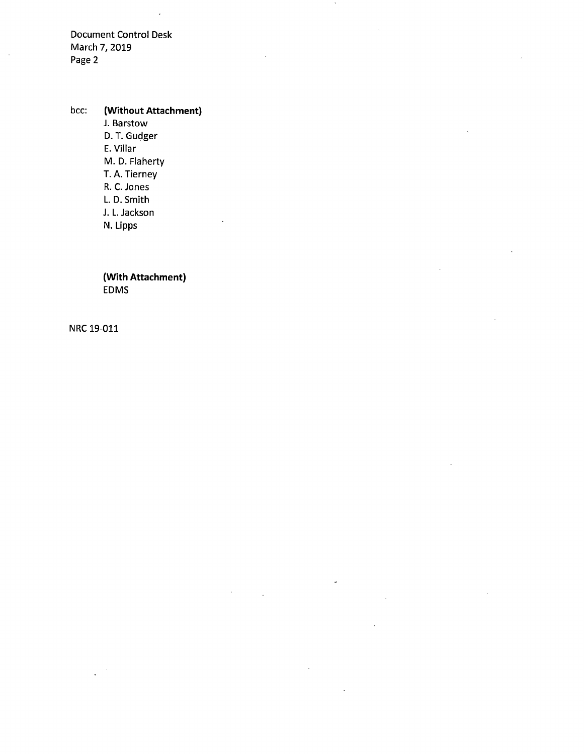Document Control Desk
March 7, 2019

bcc: **(Without Attachment)**

J. Barstow
D. T. Gudger
E. Villar
M. D. Flaherty
T. A. Tierney
R. C. Jones
L. D. Smith
J. L. Jackson
N. Lipps

**(With Attachment)**

EDMS

NRC 19-011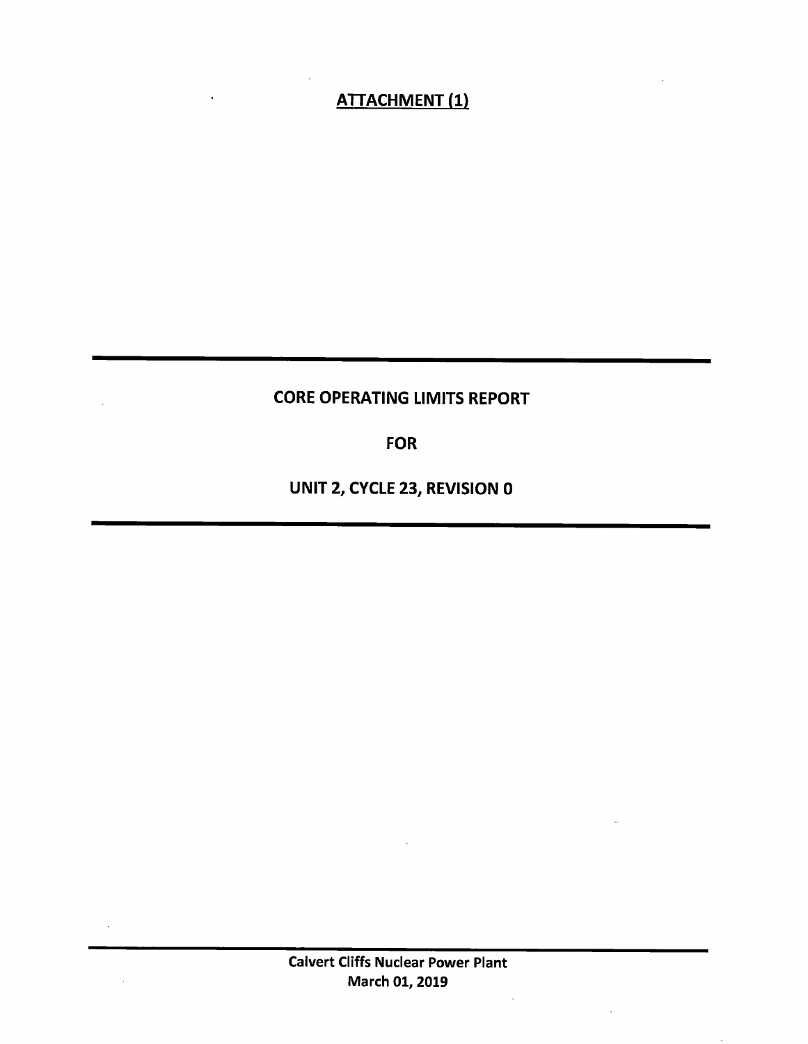**ATTACHMENT (1)**

# CORE OPERATING LIMITS REPORT

# FOR

# UNIT 2, CYCLE 23, REVISION 0

**Calvert Cliffs Nuclear Power Plant**
**March 01, 2019**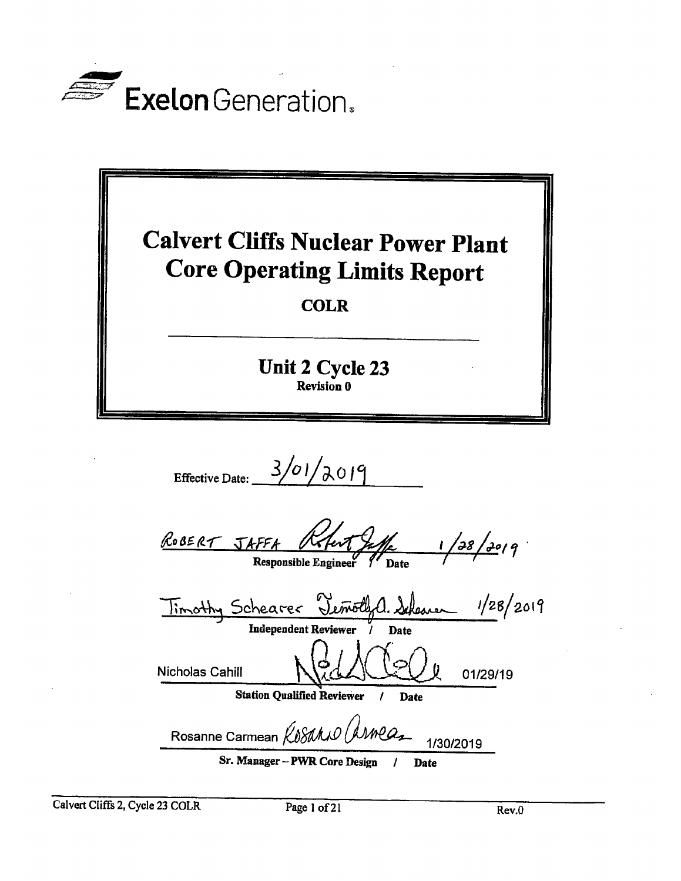Exelon Generation.

# Calvert Cliffs Nuclear Power Plant Core Operating Limits Report

**COLR**

---

## Unit 2 Cycle 23

**Revision 0**

Effective Date: 3/01/2019

ROBERT JAFFA &nbsp;&nbsp;&nbsp; 1/28/2019

**Responsible Engineer / Date**

Timothy Schearer &nbsp;&nbsp;&nbsp; 1/28/2019

**Independent Reviewer / Date**

Nicholas Cahill &nbsp;&nbsp;&nbsp; 01/29/19

**Station Qualified Reviewer / Date**

Rosanne Carmean &nbsp;&nbsp;&nbsp; 1/30/2019

**Sr. Manager – PWR Core Design / Date**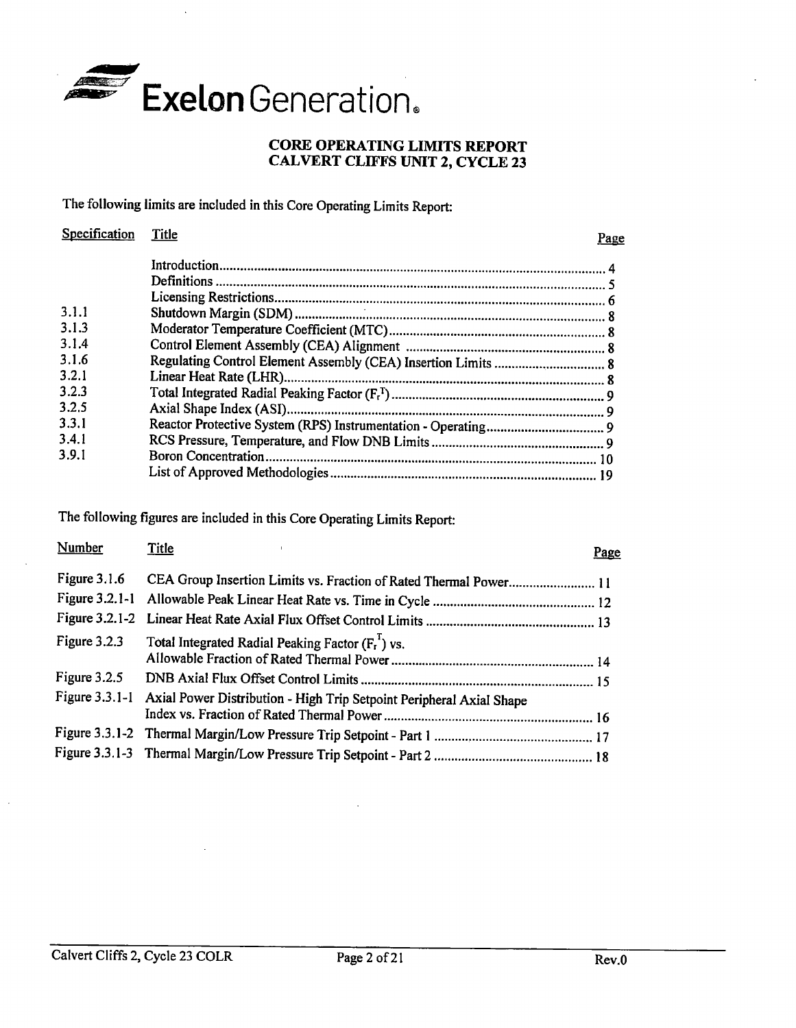Exelon Generation.

# CORE OPERATING LIMITS REPORT
# CALVERT CLIFFS UNIT 2, CYCLE 23

The following limits are included in this Core Operating Limits Report:

| Specification | Title | Page |
|---|---|---|
| | Introduction | 4 |
| | Definitions | 5 |
| | Licensing Restrictions | 6 |
| 3.1.1 | Shutdown Margin (SDM) | 8 |
| 3.1.3 | Moderator Temperature Coefficient (MTC) | 8 |
| 3.1.4 | Control Element Assembly (CEA) Alignment | 8 |
| 3.1.6 | Regulating Control Element Assembly (CEA) Insertion Limits | 8 |
| 3.2.1 | Linear Heat Rate (LHR) | 8 |
| 3.2.3 | Total Integrated Radial Peaking Factor ($F_r^T$) | 9 |
| 3.2.5 | Axial Shape Index (ASI) | 9 |
| 3.3.1 | Reactor Protective System (RPS) Instrumentation - Operating | 9 |
| 3.4.1 | RCS Pressure, Temperature, and Flow DNB Limits | 9 |
| 3.9.1 | Boron Concentration | 10 |
| | List of Approved Methodologies | 19 |

The following figures are included in this Core Operating Limits Report:

| Number | Title | Page |
|---|---|---|
| Figure 3.1.6 | CEA Group Insertion Limits vs. Fraction of Rated Thermal Power | 11 |
| Figure 3.2.1-1 | Allowable Peak Linear Heat Rate vs. Time in Cycle | 12 |
| Figure 3.2.1-2 | Linear Heat Rate Axial Flux Offset Control Limits | 13 |
| Figure 3.2.3 | Total Integrated Radial Peaking Factor ($F_r^T$) vs. Allowable Fraction of Rated Thermal Power | 14 |
| Figure 3.2.5 | DNB Axial Flux Offset Control Limits | 15 |
| Figure 3.3.1-1 | Axial Power Distribution - High Trip Setpoint Peripheral Axial Shape Index vs. Fraction of Rated Thermal Power | 16 |
| Figure 3.3.1-2 | Thermal Margin/Low Pressure Trip Setpoint - Part 1 | 17 |
| Figure 3.3.1-3 | Thermal Margin/Low Pressure Trip Setpoint - Part 2 | 18 |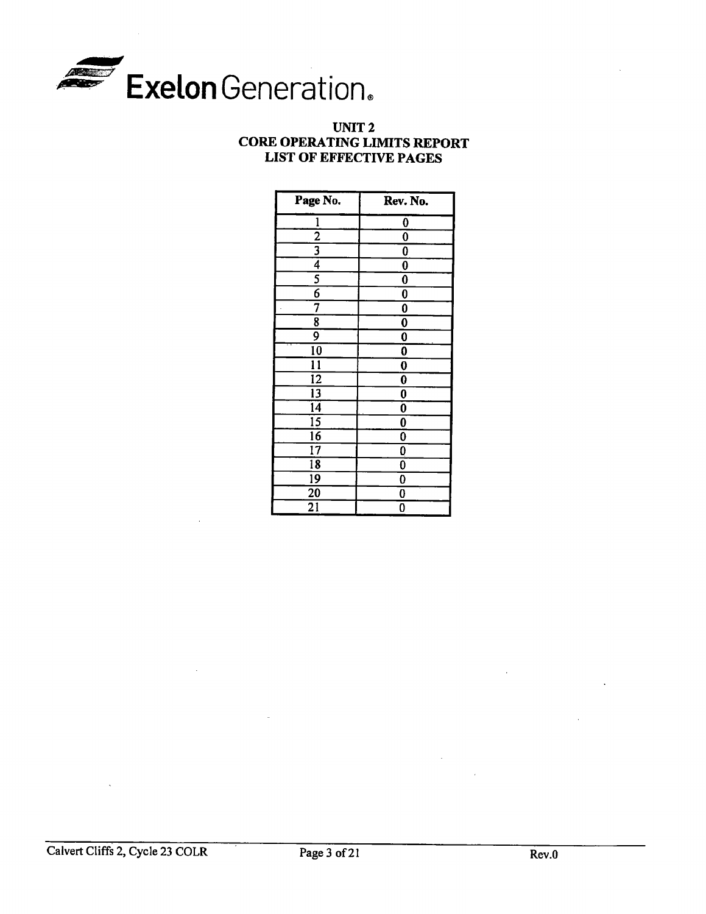Exelon Generation.

# UNIT 2
# CORE OPERATING LIMITS REPORT
# LIST OF EFFECTIVE PAGES

| Page No. | Rev. No. |
|---|---|
| 1 | 0 |
| 2 | 0 |
| 3 | 0 |
| 4 | 0 |
| 5 | 0 |
| 6 | 0 |
| 7 | 0 |
| 8 | 0 |
| 9 | 0 |
| 10 | 0 |
| 11 | 0 |
| 12 | 0 |
| 13 | 0 |
| 14 | 0 |
| 15 | 0 |
| 16 | 0 |
| 17 | 0 |
| 18 | 0 |
| 19 | 0 |
| 20 | 0 |
| 21 | 0 |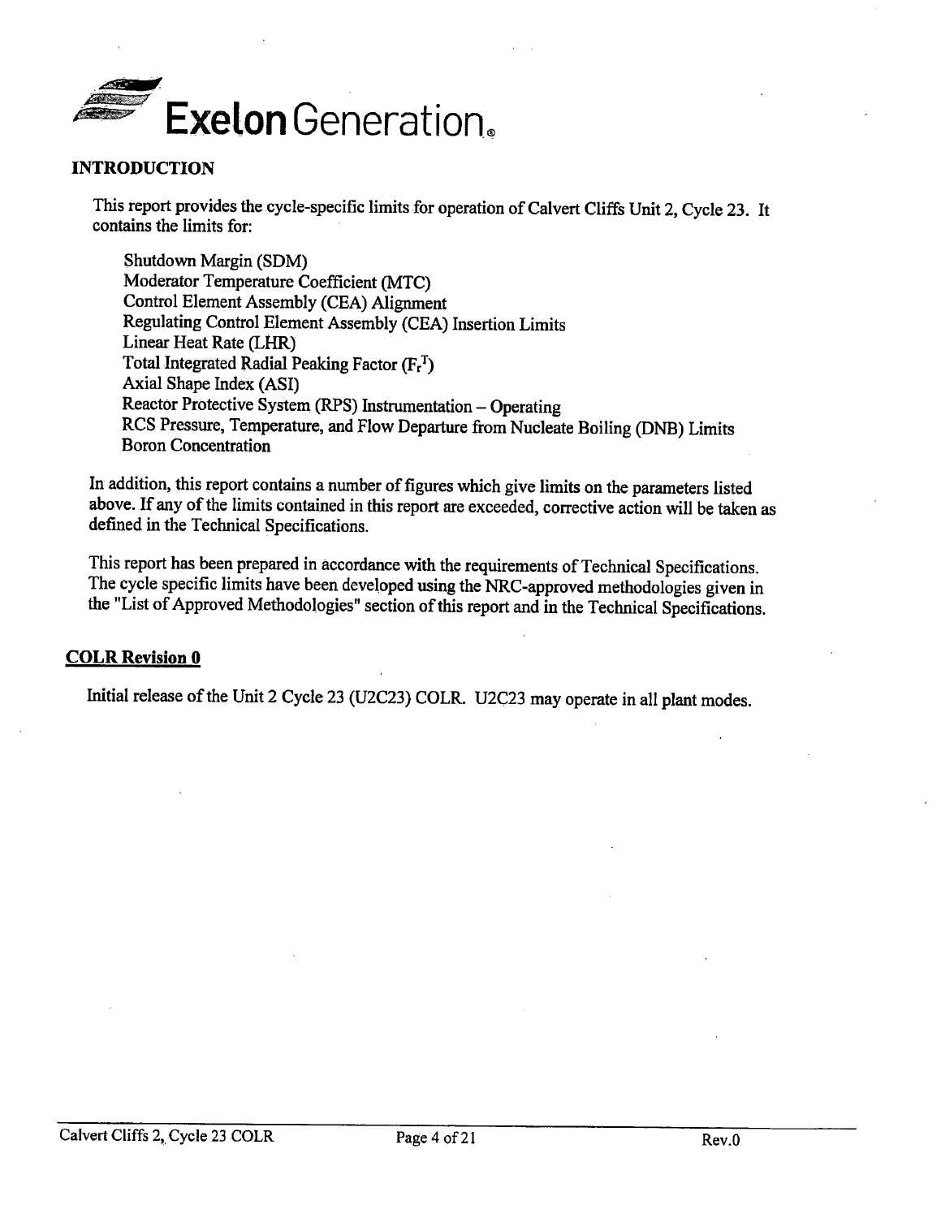# INTRODUCTION

This report provides the cycle-specific limits for operation of Calvert Cliffs Unit 2, Cycle 23. It contains the limits for:

Shutdown Margin (SDM)
Moderator Temperature Coefficient (MTC)
Control Element Assembly (CEA) Alignment
Regulating Control Element Assembly (CEA) Insertion Limits
Linear Heat Rate (LHR)
Total Integrated Radial Peaking Factor ($F_r^T$)
Axial Shape Index (ASI)
Reactor Protective System (RPS) Instrumentation – Operating
RCS Pressure, Temperature, and Flow Departure from Nucleate Boiling (DNB) Limits
Boron Concentration

In addition, this report contains a number of figures which give limits on the parameters listed above. If any of the limits contained in this report are exceeded, corrective action will be taken as defined in the Technical Specifications.

This report has been prepared in accordance with the requirements of Technical Specifications. The cycle specific limits have been developed using the NRC-approved methodologies given in the "List of Approved Methodologies" section of this report and in the Technical Specifications.

## COLR Revision 0

Initial release of the Unit 2 Cycle 23 (U2C23) COLR. U2C23 may operate in all plant modes.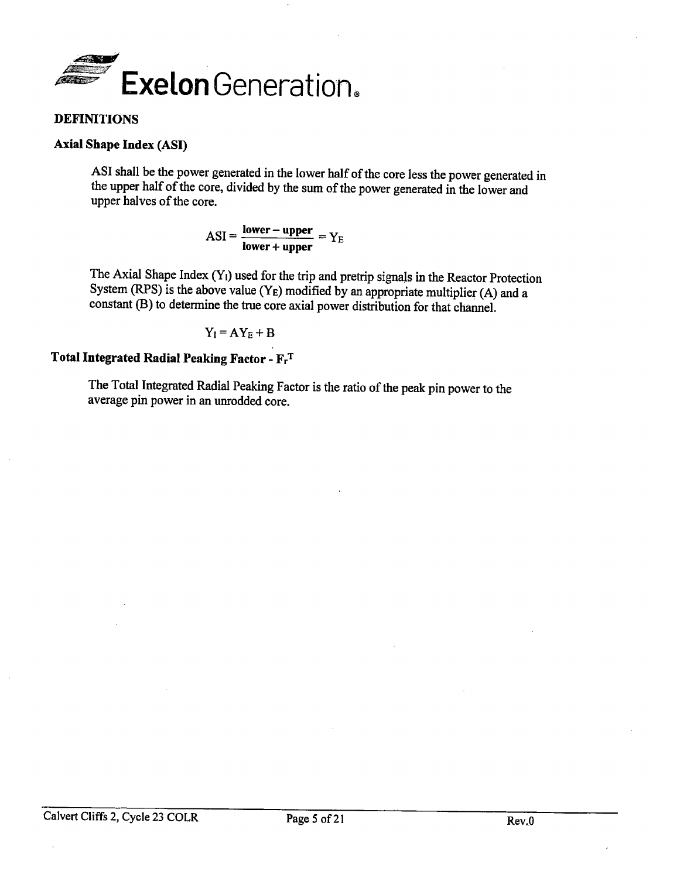# DEFINITIONS

## Axial Shape Index (ASI)

ASI shall be the power generated in the lower half of the core less the power generated in the upper half of the core, divided by the sum of the power generated in the lower and upper halves of the core.

$$\text{ASI} = \frac{\textbf{lower} - \textbf{upper}}{\textbf{lower} + \textbf{upper}} = Y_E$$

The Axial Shape Index ($Y_I$) used for the trip and pretrip signals in the Reactor Protection System (RPS) is the above value ($Y_E$) modified by an appropriate multiplier (A) and a constant (B) to determine the true core axial power distribution for that channel.

$$Y_I = AY_E + B$$

## Total Integrated Radial Peaking Factor - $F_r^T$

The Total Integrated Radial Peaking Factor is the ratio of the peak pin power to the average pin power in an unrodded core.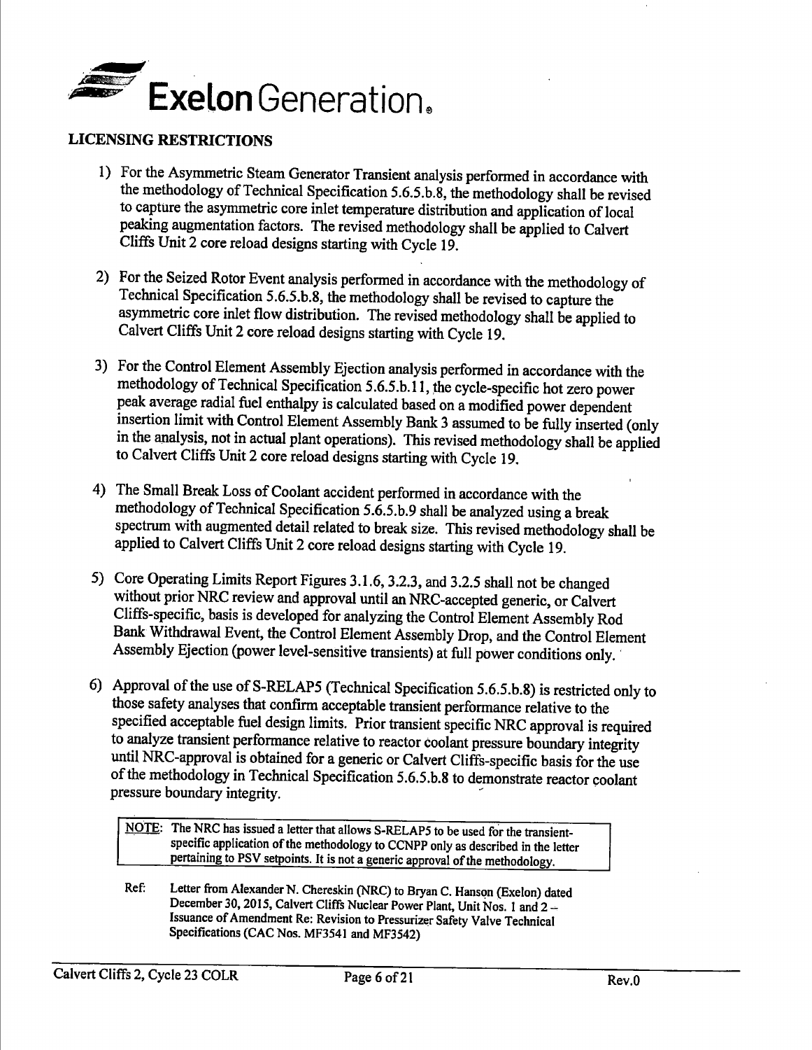## LICENSING RESTRICTIONS

1) For the Asymmetric Steam Generator Transient analysis performed in accordance with the methodology of Technical Specification 5.6.5.b.8, the methodology shall be revised to capture the asymmetric core inlet temperature distribution and application of local peaking augmentation factors. The revised methodology shall be applied to Calvert Cliffs Unit 2 core reload designs starting with Cycle 19.

2) For the Seized Rotor Event analysis performed in accordance with the methodology of Technical Specification 5.6.5.b.8, the methodology shall be revised to capture the asymmetric core inlet flow distribution. The revised methodology shall be applied to Calvert Cliffs Unit 2 core reload designs starting with Cycle 19.

3) For the Control Element Assembly Ejection analysis performed in accordance with the methodology of Technical Specification 5.6.5.b.11, the cycle-specific hot zero power peak average radial fuel enthalpy is calculated based on a modified power dependent insertion limit with Control Element Assembly Bank 3 assumed to be fully inserted (only in the analysis, not in actual plant operations). This revised methodology shall be applied to Calvert Cliffs Unit 2 core reload designs starting with Cycle 19.

4) The Small Break Loss of Coolant accident performed in accordance with the methodology of Technical Specification 5.6.5.b.9 shall be analyzed using a break spectrum with augmented detail related to break size. This revised methodology shall be applied to Calvert Cliffs Unit 2 core reload designs starting with Cycle 19.

5) Core Operating Limits Report Figures 3.1.6, 3.2.3, and 3.2.5 shall not be changed without prior NRC review and approval until an NRC-accepted generic, or Calvert Cliffs-specific, basis is developed for analyzing the Control Element Assembly Rod Bank Withdrawal Event, the Control Element Assembly Drop, and the Control Element Assembly Ejection (power level-sensitive transients) at full power conditions only.

6) Approval of the use of S-RELAP5 (Technical Specification 5.6.5.b.8) is restricted only to those safety analyses that confirm acceptable transient performance relative to the specified acceptable fuel design limits. Prior transient specific NRC approval is required to analyze transient performance relative to reactor coolant pressure boundary integrity until NRC-approval is obtained for a generic or Calvert Cliffs-specific basis for the use of the methodology in Technical Specification 5.6.5.b.8 to demonstrate reactor coolant pressure boundary integrity.

> NOTE: The NRC has issued a letter that allows S-RELAP5 to be used for the transient-specific application of the methodology to CCNPP only as described in the letter pertaining to PSV setpoints. It is not a generic approval of the methodology.

Ref: Letter from Alexander N. Chereskin (NRC) to Bryan C. Hanson (Exelon) dated December 30, 2015, Calvert Cliffs Nuclear Power Plant, Unit Nos. 1 and 2 – Issuance of Amendment Re: Revision to Pressurizer Safety Valve Technical Specifications (CAC Nos. MF3541 and MF3542)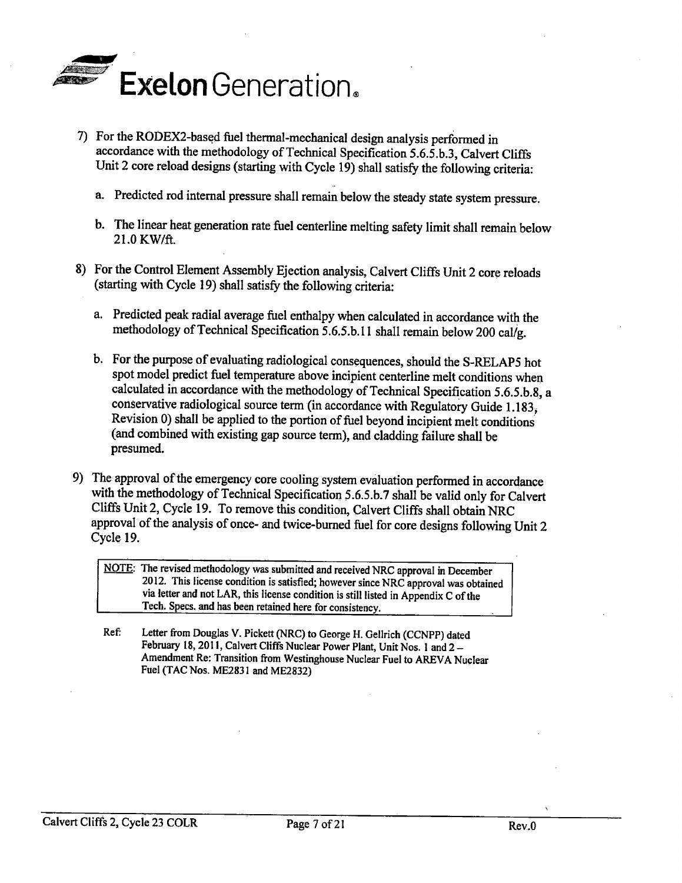7) For the RODEX2-based fuel thermal-mechanical design analysis performed in accordance with the methodology of Technical Specification 5.6.5.b.3, Calvert Cliffs Unit 2 core reload designs (starting with Cycle 19) shall satisfy the following criteria:

   a. Predicted rod internal pressure shall remain below the steady state system pressure.

   b. The linear heat generation rate fuel centerline melting safety limit shall remain below 21.0 KW/ft.

8) For the Control Element Assembly Ejection analysis, Calvert Cliffs Unit 2 core reloads (starting with Cycle 19) shall satisfy the following criteria:

   a. Predicted peak radial average fuel enthalpy when calculated in accordance with the methodology of Technical Specification 5.6.5.b.11 shall remain below 200 cal/g.

   b. For the purpose of evaluating radiological consequences, should the S-RELAP5 hot spot model predict fuel temperature above incipient centerline melt conditions when calculated in accordance with the methodology of Technical Specification 5.6.5.b.8, a conservative radiological source term (in accordance with Regulatory Guide 1.183, Revision 0) shall be applied to the portion of fuel beyond incipient melt conditions (and combined with existing gap source term), and cladding failure shall be presumed.

9) The approval of the emergency core cooling system evaluation performed in accordance with the methodology of Technical Specification 5.6.5.b.7 shall be valid only for Calvert Cliffs Unit 2, Cycle 19. To remove this condition, Calvert Cliffs shall obtain NRC approval of the analysis of once- and twice-burned fuel for core designs following Unit 2 Cycle 19.

| NOTE: The revised methodology was submitted and received NRC approval in December 2012. This license condition is satisfied; however since NRC approval was obtained via letter and not LAR, this license condition is still listed in Appendix C of the Tech. Specs. and has been retained here for consistency. |
|---|

Ref: Letter from Douglas V. Pickett (NRC) to George H. Gellrich (CCNPP) dated February 18, 2011, Calvert Cliffs Nuclear Power Plant, Unit Nos. 1 and 2 – Amendment Re: Transition from Westinghouse Nuclear Fuel to AREVA Nuclear Fuel (TAC Nos. ME2831 and ME2832)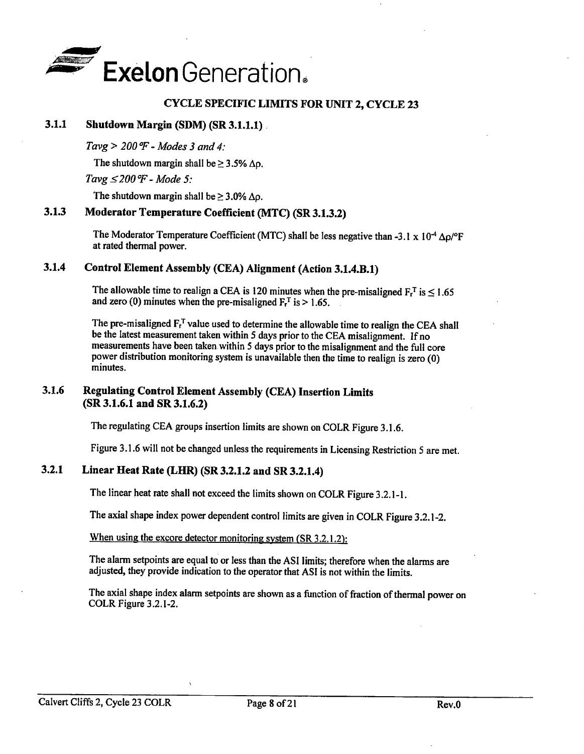# CYCLE SPECIFIC LIMITS FOR UNIT 2, CYCLE 23

## 3.1.1 Shutdown Margin (SDM) (SR 3.1.1.1)

*Tavg > 200 °F - Modes 3 and 4:*

The shutdown margin shall be $\geq 3.5\% \Delta\rho$.

*Tavg ≤ 200 °F - Mode 5:*

The shutdown margin shall be $\geq 3.0\% \Delta\rho$.

## 3.1.3 Moderator Temperature Coefficient (MTC) (SR 3.1.3.2)

The Moderator Temperature Coefficient (MTC) shall be less negative than $-3.1 \times 10^{-4}\ \Delta\rho/°F$ at rated thermal power.

## 3.1.4 Control Element Assembly (CEA) Alignment (Action 3.1.4.B.1)

The allowable time to realign a CEA is 120 minutes when the pre-misaligned $F_r^T$ is $\leq 1.65$ and zero (0) minutes when the pre-misaligned $F_r^T$ is $> 1.65$.

The pre-misaligned $F_r^T$ value used to determine the allowable time to realign the CEA shall be the latest measurement taken within 5 days prior to the CEA misalignment. If no measurements have been taken within 5 days prior to the misalignment and the full core power distribution monitoring system is unavailable then the time to realign is zero (0) minutes.

## 3.1.6 Regulating Control Element Assembly (CEA) Insertion Limits (SR 3.1.6.1 and SR 3.1.6.2)

The regulating CEA groups insertion limits are shown on COLR Figure 3.1.6.

Figure 3.1.6 will not be changed unless the requirements in Licensing Restriction 5 are met.

## 3.2.1 Linear Heat Rate (LHR) (SR 3.2.1.2 and SR 3.2.1.4)

The linear heat rate shall not exceed the limits shown on COLR Figure 3.2.1-1.

The axial shape index power dependent control limits are given in COLR Figure 3.2.1-2.

When using the excore detector monitoring system (SR 3.2.1.2):

The alarm setpoints are equal to or less than the ASI limits; therefore when the alarms are adjusted, they provide indication to the operator that ASI is not within the limits.

The axial shape index alarm setpoints are shown as a function of fraction of thermal power on COLR Figure 3.2.1-2.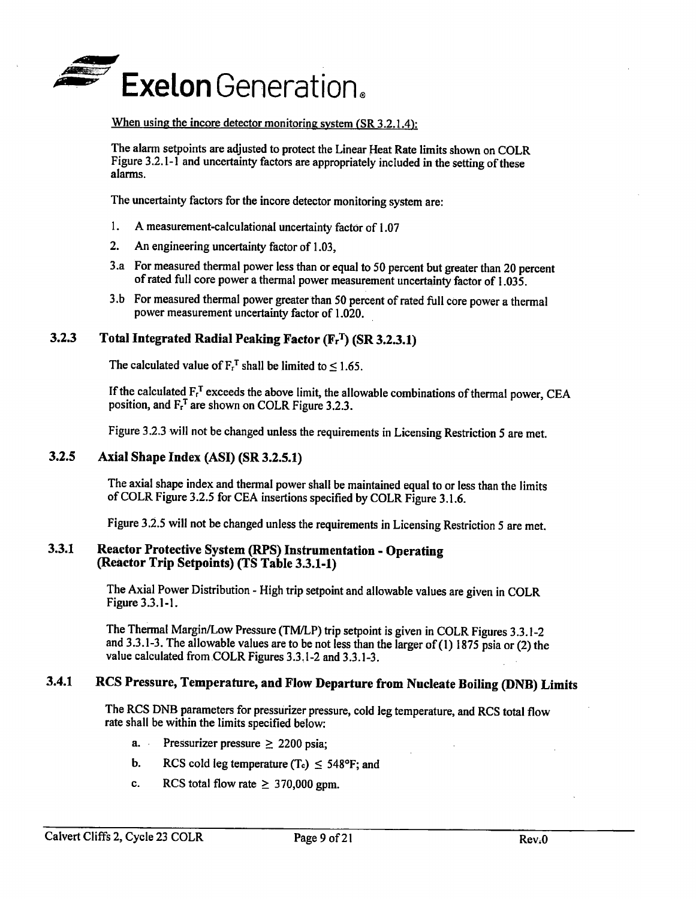When using the incore detector monitoring system (SR 3.2.1.4):

The alarm setpoints are adjusted to protect the Linear Heat Rate limits shown on COLR Figure 3.2.1-1 and uncertainty factors are appropriately included in the setting of these alarms.

The uncertainty factors for the incore detector monitoring system are:

1. A measurement-calculational uncertainty factor of 1.07
2. An engineering uncertainty factor of 1.03,

3.a For measured thermal power less than or equal to 50 percent but greater than 20 percent of rated full core power a thermal power measurement uncertainty factor of 1.035.

3.b For measured thermal power greater than 50 percent of rated full core power a thermal power measurement uncertainty factor of 1.020.

### 3.2.3 Total Integrated Radial Peaking Factor ($F_r^T$) (SR 3.2.3.1)

The calculated value of $F_r^T$ shall be limited to $\leq 1.65$.

If the calculated $F_r^T$ exceeds the above limit, the allowable combinations of thermal power, CEA position, and $F_r^T$ are shown on COLR Figure 3.2.3.

Figure 3.2.3 will not be changed unless the requirements in Licensing Restriction 5 are met.

### 3.2.5 Axial Shape Index (ASI) (SR 3.2.5.1)

The axial shape index and thermal power shall be maintained equal to or less than the limits of COLR Figure 3.2.5 for CEA insertions specified by COLR Figure 3.1.6.

Figure 3.2.5 will not be changed unless the requirements in Licensing Restriction 5 are met.

### 3.3.1 Reactor Protective System (RPS) Instrumentation - Operating (Reactor Trip Setpoints) (TS Table 3.3.1-1)

The Axial Power Distribution - High trip setpoint and allowable values are given in COLR Figure 3.3.1-1.

The Thermal Margin/Low Pressure (TM/LP) trip setpoint is given in COLR Figures 3.3.1-2 and 3.3.1-3. The allowable values are to be not less than the larger of (1) 1875 psia or (2) the value calculated from COLR Figures 3.3.1-2 and 3.3.1-3.

### 3.4.1 RCS Pressure, Temperature, and Flow Departure from Nucleate Boiling (DNB) Limits

The RCS DNB parameters for pressurizer pressure, cold leg temperature, and RCS total flow rate shall be within the limits specified below:

a. Pressurizer pressure $\geq$ 2200 psia;

b. RCS cold leg temperature ($T_c$) $\leq$ 548°F; and

c. RCS total flow rate $\geq$ 370,000 gpm.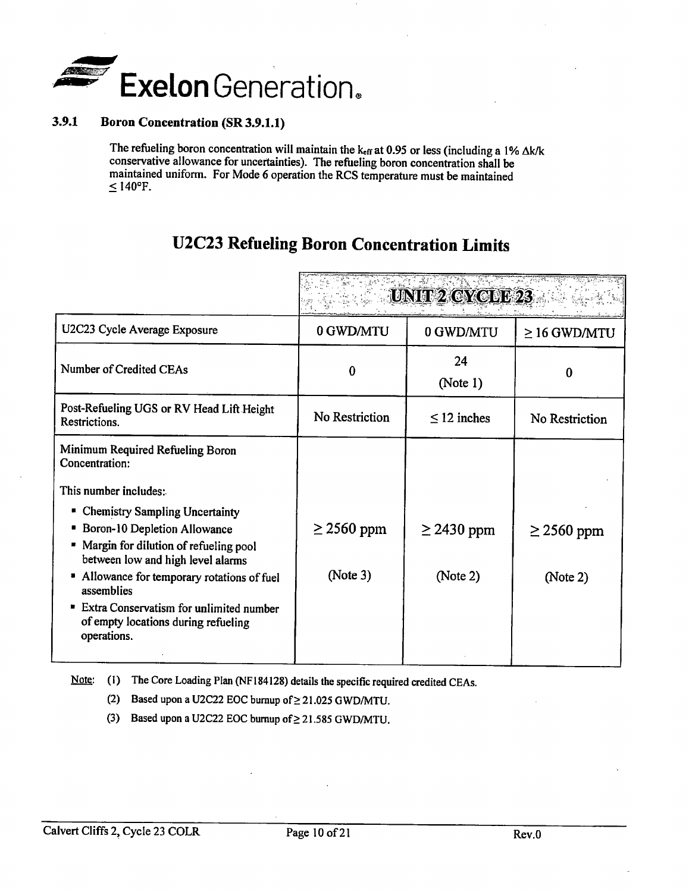### 3.9.1 Boron Concentration (SR 3.9.1.1)

The refueling boron concentration will maintain the $k_{eff}$ at 0.95 or less (including a 1% $\Delta k/k$ conservative allowance for uncertainties). The refueling boron concentration shall be maintained uniform. For Mode 6 operation the RCS temperature must be maintained ≤ 140°F.

## U2C23 Refueling Boron Concentration Limits

| | UNIT 2 CYCLE 23 | | |
|---|---|---|---|
| U2C23 Cycle Average Exposure | 0 GWD/MTU | 0 GWD/MTU | ≥ 16 GWD/MTU |
| Number of Credited CEAs | 0 | 24 (Note 1) | 0 |
| Post-Refueling UGS or RV Head Lift Height Restrictions. | No Restriction | ≤ 12 inches | No Restriction |
| Minimum Required Refueling Boron Concentration: This number includes: • Chemistry Sampling Uncertainty • Boron-10 Depletion Allowance • Margin for dilution of refueling pool between low and high level alarms • Allowance for temporary rotations of fuel assemblies • Extra Conservatism for unlimited number of empty locations during refueling operations. | ≥ 2560 ppm (Note 3) | ≥ 2430 ppm (Note 2) | ≥ 2560 ppm (Note 2) |

Note:
1. The Core Loading Plan (NF184128) details the specific required credited CEAs.
2. Based upon a U2C22 EOC burnup of ≥ 21.025 GWD/MTU.
3. Based upon a U2C22 EOC burnup of ≥ 21.585 GWD/MTU.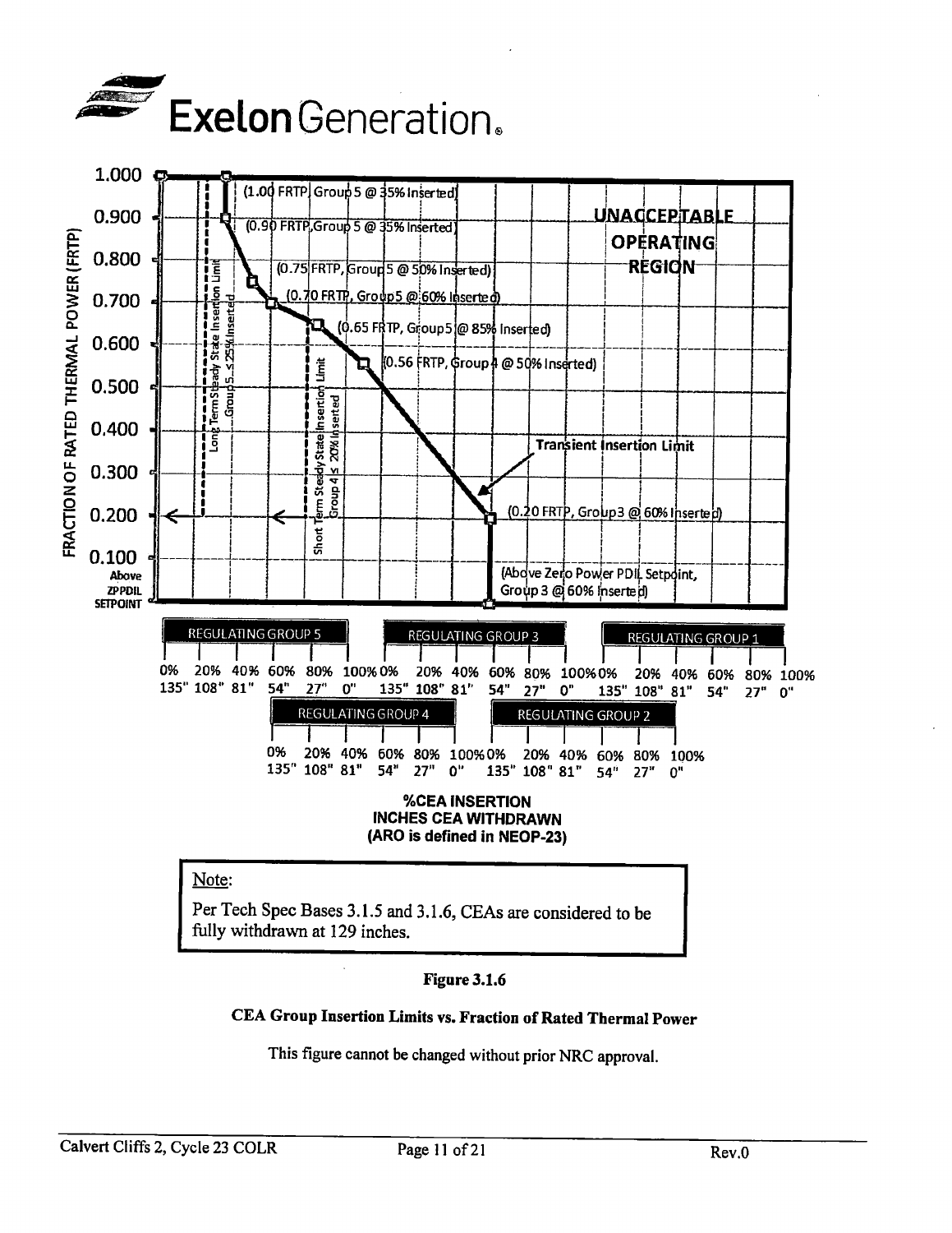Exelon Generation.

FRACTION OF RATED THERMAL POWER (FRTP)

1.000

0.900

0.800

0.700

0.600

0.500

0.400

0.300

0.200

0.100

Above ZPPDIL SETPOINT

(1.00 FRTP, Group 5 @ 35% Inserted)

(0.90 FRTP, Group 5 @ 35% Inserted)

(0.75 FRTP, Group 5 @ 50% Inserted)

(0.70 FRTP, Group5 @ 60% Inserted)

(0.65 FRTP, Group5 @ 85% Inserted)

(0.56 FRTP, Group 4 @ 50% Inserted)

(0.20 FRTP, Group3 @ 60% Inserted)

(Above Zero Power PDIL Setpoint, Group 3 @ 60% Inserted)

UNACCEPTABLE OPERATING REGION

Transient Insertion Limit

Long Term Steady State Insertion Limit Group 5 ≤ 25% Inserted

Short Term Steady State Insertion Limit Group 4 ≤ 20% Inserted

| REGULATING GROUP 5 | | | | | | REGULATING GROUP 3 | | | | | | REGULATING GROUP 1 | | | | | |
|---|---|---|---|---|---|---|---|---|---|---|---|---|---|---|---|---|---|
| 0% | 20% | 40% | 60% | 80% | 100% | 0% | 20% | 40% | 60% | 80% | 100% | 0% | 20% | 40% | 60% | 80% | 100% |
| 135" | 108" | 81" | 54" | 27" | 0" | 135" | 108" | 81" | 54" | 27" | 0" | 135" | 108" | 81" | 54" | 27" | 0" |

| REGULATING GROUP 4 | | | | | | REGULATING GROUP 2 | | | | | |
|---|---|---|---|---|---|---|---|---|---|---|---|
| 0% | 20% | 40% | 60% | 80% | 100% | 0% | 20% | 40% | 60% | 80% | 100% |
| 135" | 108" | 81" | 54" | 27" | 0" | 135" | 108" | 81" | 54" | 27" | 0" |

**%CEA INSERTION**
**INCHES CEA WITHDRAWN**
**(ARO is defined in NEOP-23)**

> Note:
>
> Per Tech Spec Bases 3.1.5 and 3.1.6, CEAs are considered to be fully withdrawn at 129 inches.

**Figure 3.1.6**

**CEA Group Insertion Limits vs. Fraction of Rated Thermal Power**

This figure cannot be changed without prior NRC approval.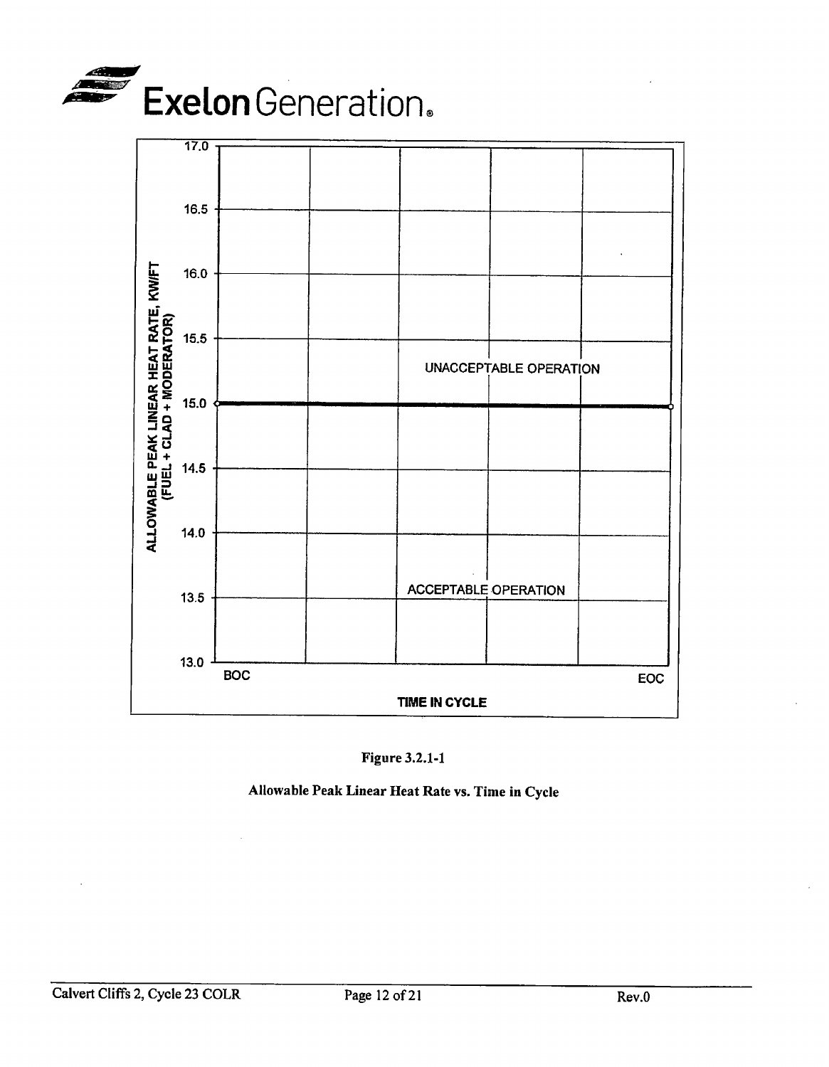Figure 3.2.1-1

Allowable Peak Linear Heat Rate vs. Time in Cycle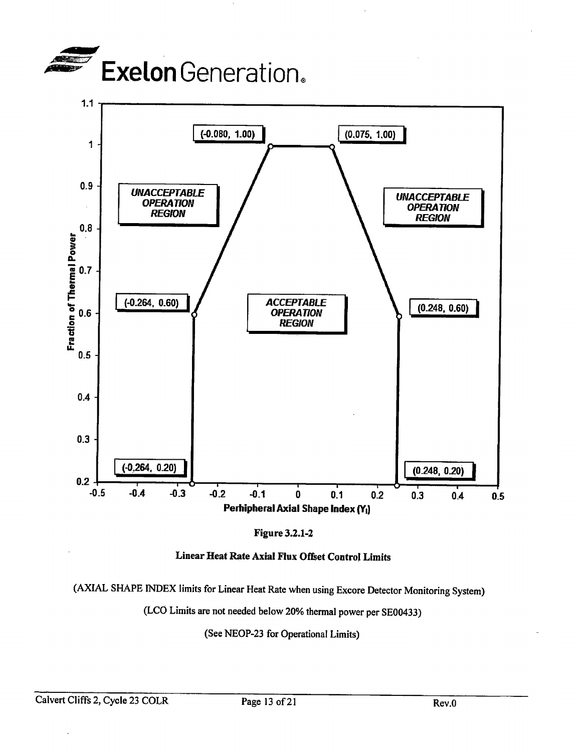**Exelon Generation.**

| Fraction of Thermal Power | Peripheral Axial Shape Index ($Y_I$) |
|---|---|
| 1.00 | -0.080 |
| 1.00 | 0.075 |
| 0.60 | -0.264 |
| 0.60 | 0.248 |
| 0.20 | -0.264 |
| 0.20 | 0.248 |

UNACCEPTABLE OPERATION REGION

ACCEPTABLE OPERATION REGION

UNACCEPTABLE OPERATION REGION

**Figure 3.2.1-2**

**Linear Heat Rate Axial Flux Offset Control Limits**

(AXIAL SHAPE INDEX limits for Linear Heat Rate when using Excore Detector Monitoring System)

(LCO Limits are not needed below 20% thermal power per SE00433)

(See NEOP-23 for Operational Limits)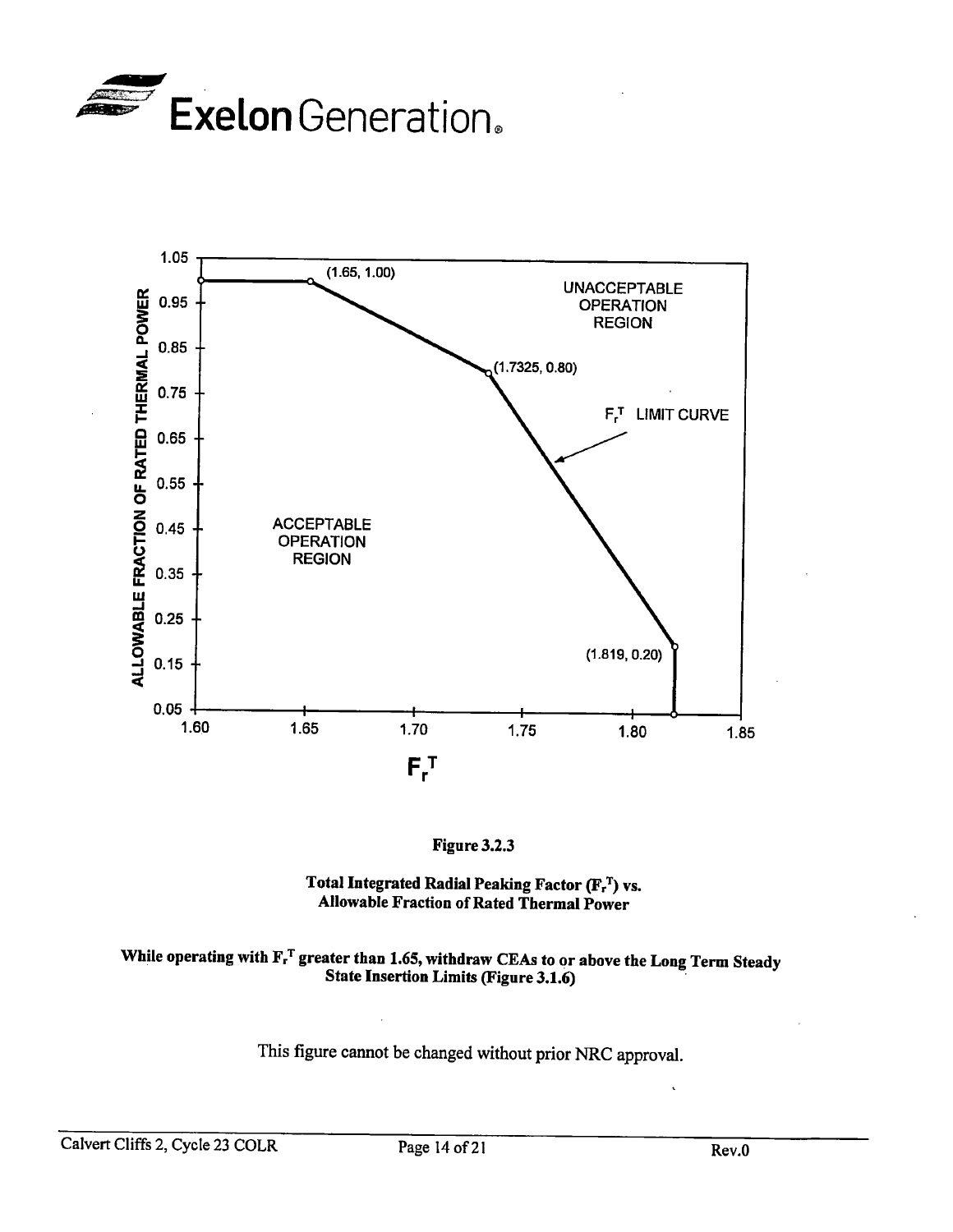Exelon Generation.

1.05

0.95

0.85

0.75

0.65

0.55

0.45

0.35

0.25

0.15

0.05

ALLOWABLE FRACTION OF RATED THERMAL POWER

(1.65, 1.00)

UNACCEPTABLE OPERATION REGION

(1.7325, 0.80)

$F_r^T$ LIMIT CURVE

ACCEPTABLE OPERATION REGION

(1.819, 0.20)

1.60 1.65 1.70 1.75 1.80 1.85

$F_r^T$

**Figure 3.2.3**

**Total Integrated Radial Peaking Factor ($F_r^T$) vs. Allowable Fraction of Rated Thermal Power**

**While operating with $F_r^T$ greater than 1.65, withdraw CEAs to or above the Long Term Steady State Insertion Limits (Figure 3.1.6)**

This figure cannot be changed without prior NRC approval.

Calvert Cliffs 2, Cycle 23 COLR Rev.0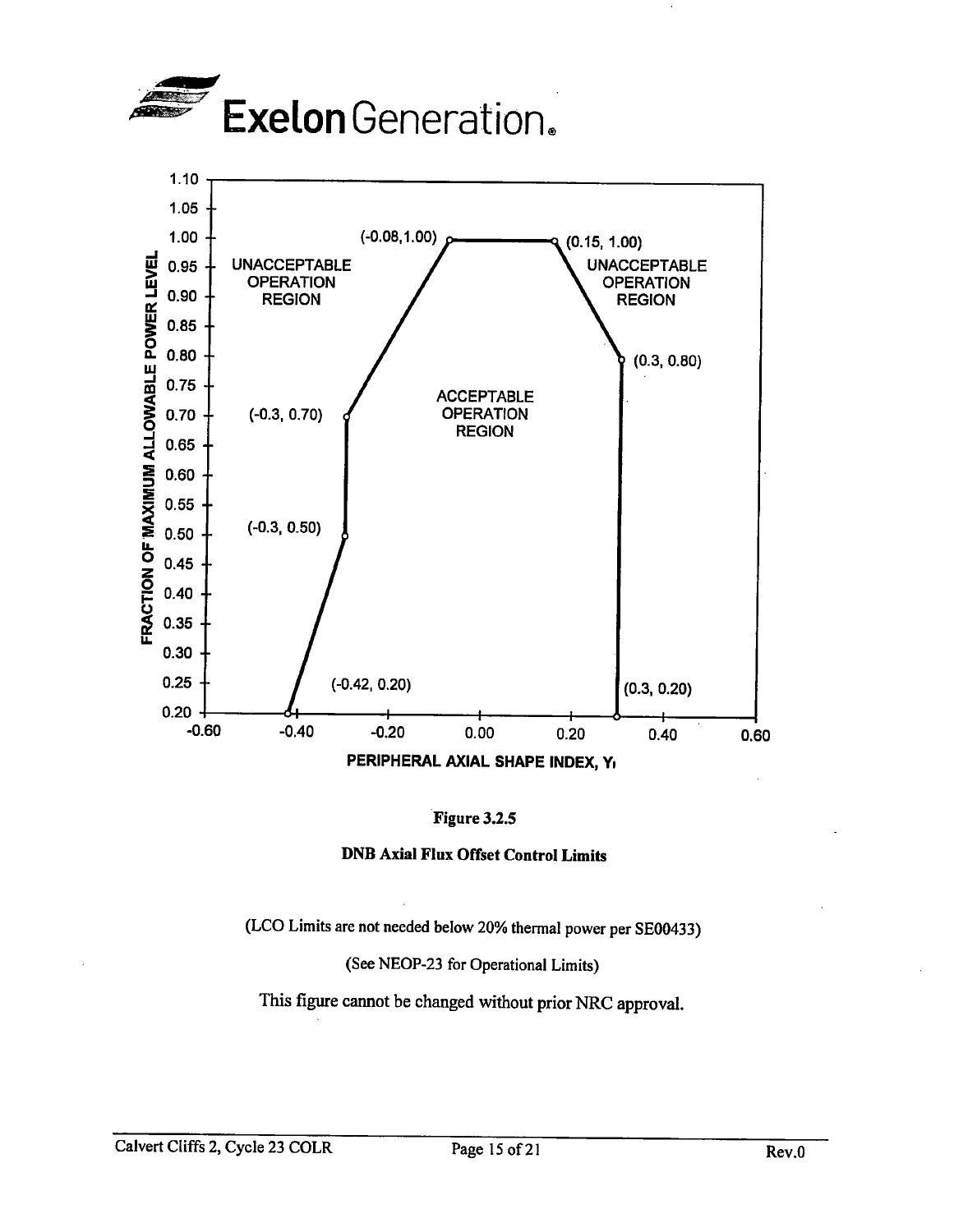UNACCEPTABLE OPERATION REGION

ACCEPTABLE OPERATION REGION

(-0.08,1.00) (0.15, 1.00) (0.3, 0.80) (-0.3, 0.70) (-0.3, 0.50) (-0.42, 0.20) (0.3, 0.20)

FRACTION OF MAXIMUM ALLOWABLE POWER LEVEL

PERIPHERAL AXIAL SHAPE INDEX, $Y_I$

**Figure 3.2.5**

**DNB Axial Flux Offset Control Limits**

(LCO Limits are not needed below 20% thermal power per SE00433)

(See NEOP-23 for Operational Limits)

This figure cannot be changed without prior NRC approval.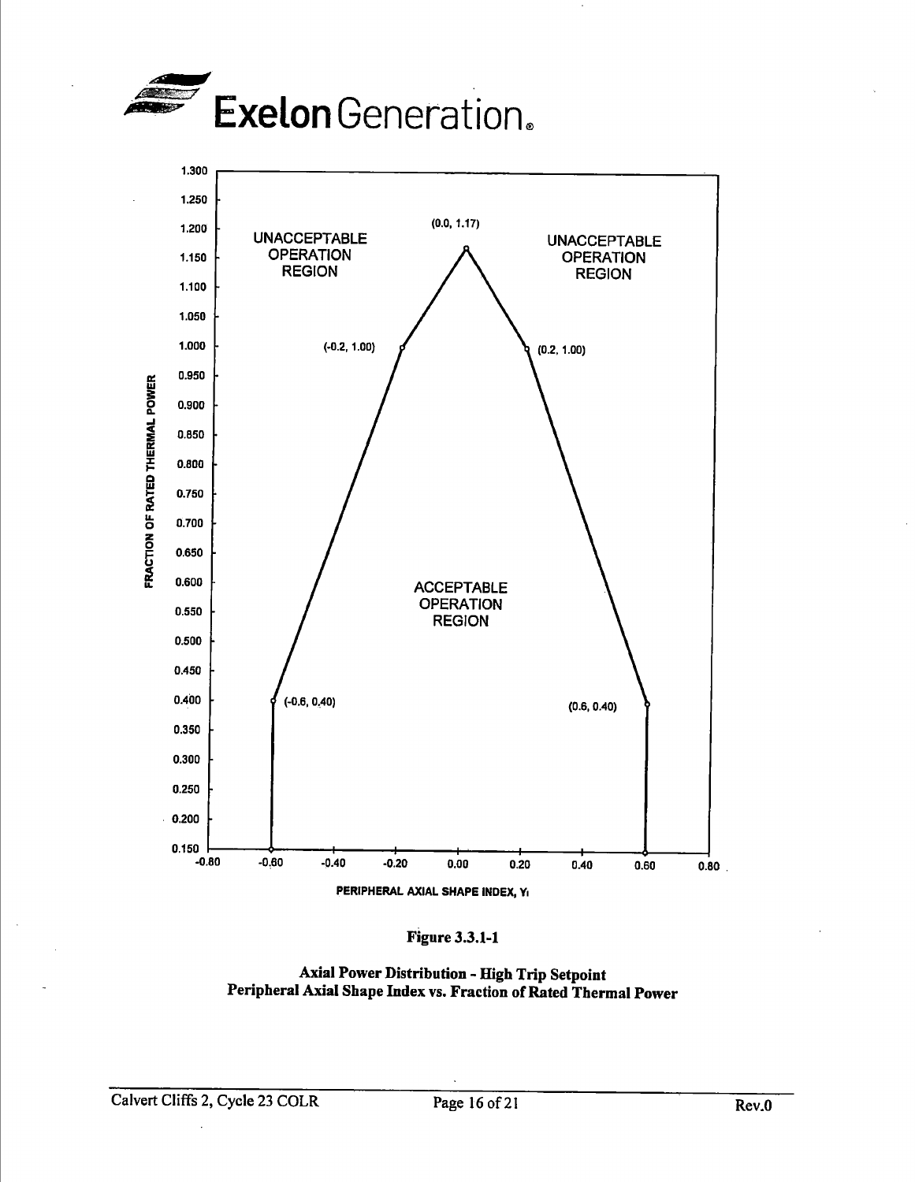Exelon Generation.

| | |
|---|---|
| **UNACCEPTABLE OPERATION REGION** | **UNACCEPTABLE OPERATION REGION** |

**ACCEPTABLE OPERATION REGION**

| PERIPHERAL AXIAL SHAPE INDEX, $Y_I$ | FRACTION OF RATED THERMAL POWER |
|---|---|
| -0.6 | 0.15 |
| -0.6 | 0.40 |
| -0.2 | 1.00 |
| 0.0 | 1.17 |
| 0.2 | 1.00 |
| 0.6 | 0.40 |
| 0.6 | 0.15 |

**Figure 3.3.1-1**

**Axial Power Distribution - High Trip Setpoint**
**Peripheral Axial Shape Index vs. Fraction of Rated Thermal Power**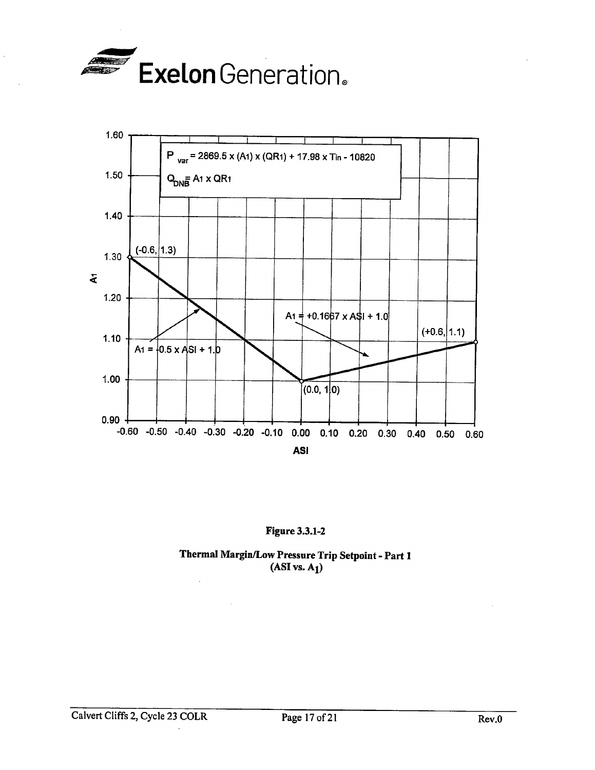$P_{var} = 2869.5 \times (A_1) \times (QR_1) + 17.98 \times T_{in} - 10820$

$Q_{DNB} = A_1 \times QR_1$

$A_1 = -0.5 \times ASI + 1.0$

$A_1 = +0.1667 \times ASI + 1.0$

(-0.6, 1.3)

(0.0, 1.0)

(+0.6, 1.1)

**Figure 3.3.1-2**

**Thermal Margin/Low Pressure Trip Setpoint - Part 1**
**(ASI vs. $A_1$)**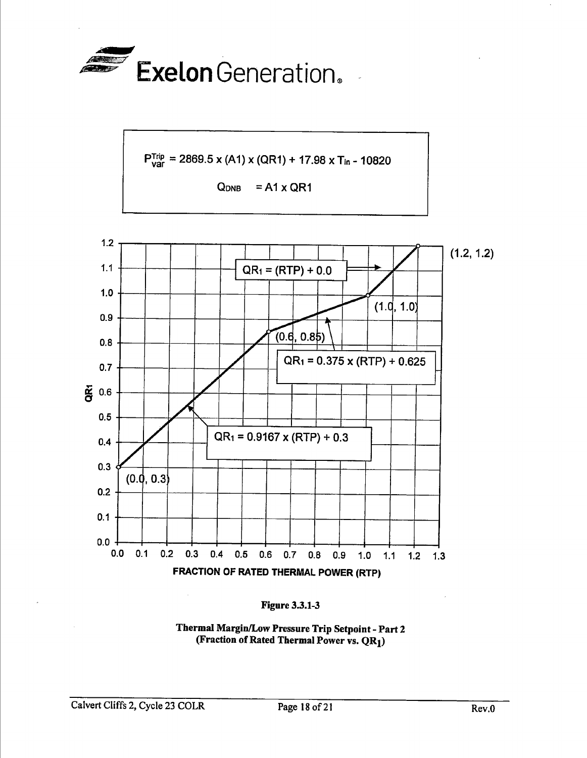$$P^{Trip}_{var} = 2869.5 \times (A1) \times (QR1) + 17.98 \times T_{in} - 10820$$

$$Q_{DNB} = A1 \times QR1$$

$QR_1 = (RTP) + 0.0$

$QR_1 = 0.375 \times (RTP) + 0.625$

$QR_1 = 0.9167 \times (RTP) + 0.3$

(0.0, 0.3)

(0.6, 0.85)

(1.0, 1.0)

(1.2, 1.2)

QR1

FRACTION OF RATED THERMAL POWER (RTP)

**Figure 3.3.1-3**

**Thermal Margin/Low Pressure Trip Setpoint - Part 2**
**(Fraction of Rated Thermal Power vs. $QR_1$)**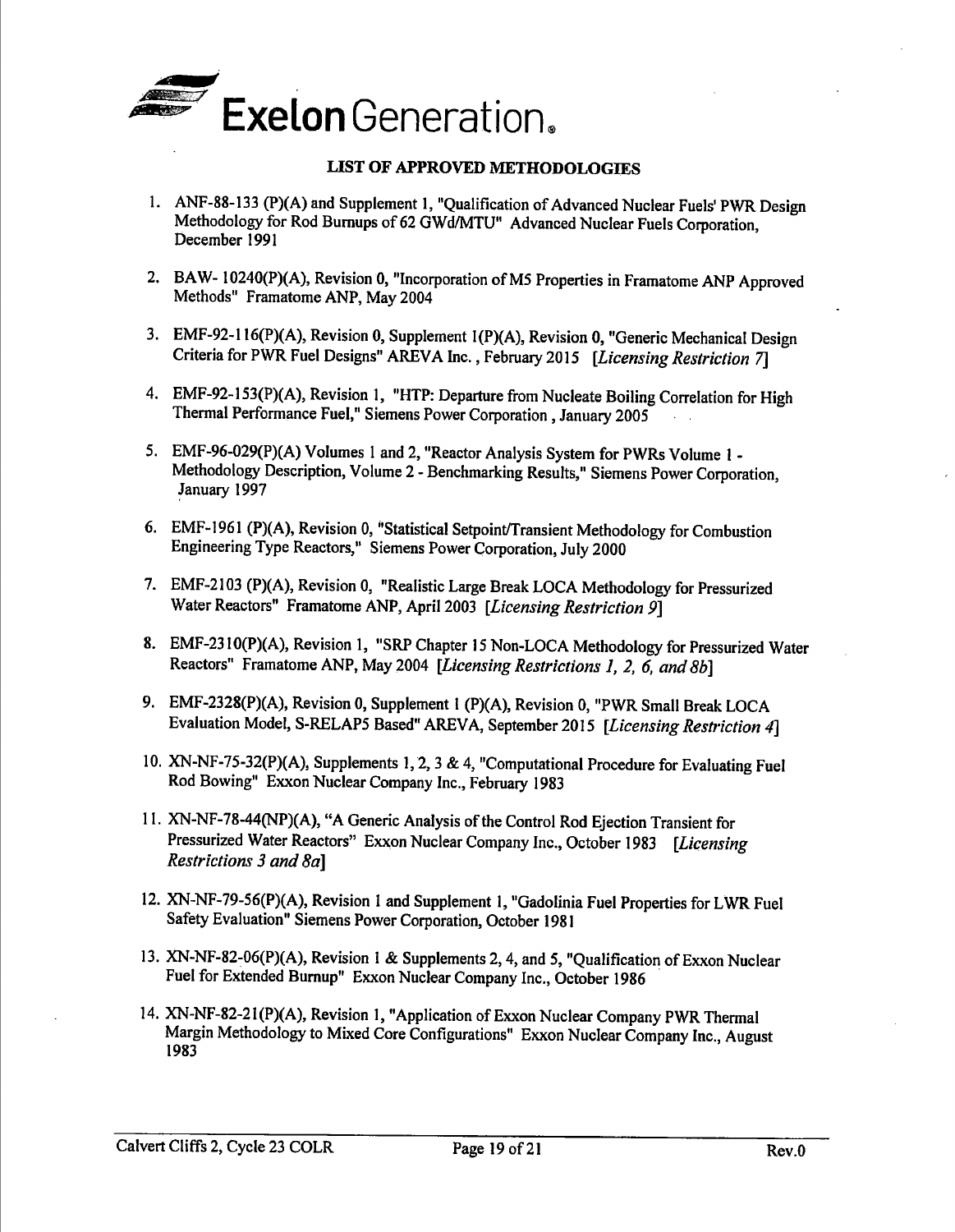**Exelon Generation.**

## LIST OF APPROVED METHODOLOGIES

1. ANF-88-133 (P)(A) and Supplement 1, "Qualification of Advanced Nuclear Fuels' PWR Design Methodology for Rod Burnups of 62 GWd/MTU" Advanced Nuclear Fuels Corporation, December 1991

2. BAW- 10240(P)(A), Revision 0, "Incorporation of M5 Properties in Framatome ANP Approved Methods" Framatome ANP, May 2004

3. EMF-92-116(P)(A), Revision 0, Supplement 1(P)(A), Revision 0, "Generic Mechanical Design Criteria for PWR Fuel Designs" AREVA Inc., February 2015 *[Licensing Restriction 7]*

4. EMF-92-153(P)(A), Revision 1, "HTP: Departure from Nucleate Boiling Correlation for High Thermal Performance Fuel," Siemens Power Corporation, January 2005

5. EMF-96-029(P)(A) Volumes 1 and 2, "Reactor Analysis System for PWRs Volume 1 - Methodology Description, Volume 2 - Benchmarking Results," Siemens Power Corporation, January 1997

6. EMF-1961 (P)(A), Revision 0, "Statistical Setpoint/Transient Methodology for Combustion Engineering Type Reactors," Siemens Power Corporation, July 2000

7. EMF-2103 (P)(A), Revision 0, "Realistic Large Break LOCA Methodology for Pressurized Water Reactors" Framatome ANP, April 2003 *[Licensing Restriction 9]*

8. EMF-2310(P)(A), Revision 1, "SRP Chapter 15 Non-LOCA Methodology for Pressurized Water Reactors" Framatome ANP, May 2004 *[Licensing Restrictions 1, 2, 6, and 8b]*

9. EMF-2328(P)(A), Revision 0, Supplement 1 (P)(A), Revision 0, "PWR Small Break LOCA Evaluation Model, S-RELAP5 Based" AREVA, September 2015 *[Licensing Restriction 4]*

10. XN-NF-75-32(P)(A), Supplements 1, 2, 3 & 4, "Computational Procedure for Evaluating Fuel Rod Bowing" Exxon Nuclear Company Inc., February 1983

11. XN-NF-78-44(NP)(A), "A Generic Analysis of the Control Rod Ejection Transient for Pressurized Water Reactors" Exxon Nuclear Company Inc., October 1983 *[Licensing Restrictions 3 and 8a]*

12. XN-NF-79-56(P)(A), Revision 1 and Supplement 1, "Gadolinia Fuel Properties for LWR Fuel Safety Evaluation" Siemens Power Corporation, October 1981

13. XN-NF-82-06(P)(A), Revision 1 & Supplements 2, 4, and 5, "Qualification of Exxon Nuclear Fuel for Extended Burnup" Exxon Nuclear Company Inc., October 1986

14. XN-NF-82-21(P)(A), Revision 1, "Application of Exxon Nuclear Company PWR Thermal Margin Methodology to Mixed Core Configurations" Exxon Nuclear Company Inc., August 1983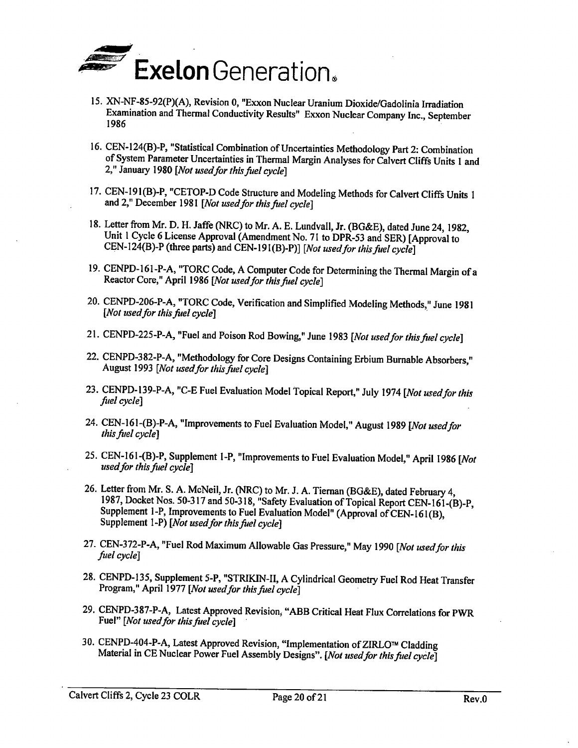15. XN-NF-85-92(P)(A), Revision 0, "Exxon Nuclear Uranium Dioxide/Gadolinia Irradiation Examination and Thermal Conductivity Results" Exxon Nuclear Company Inc., September 1986

16. CEN-124(B)-P, "Statistical Combination of Uncertainties Methodology Part 2: Combination of System Parameter Uncertainties in Thermal Margin Analyses for Calvert Cliffs Units 1 and 2," January 1980 *[Not used for this fuel cycle]*

17. CEN-191(B)-P, "CETOP-D Code Structure and Modeling Methods for Calvert Cliffs Units 1 and 2," December 1981 *[Not used for this fuel cycle]*

18. Letter from Mr. D. H. Jaffe (NRC) to Mr. A. E. Lundvall, Jr. (BG&E), dated June 24, 1982, Unit 1 Cycle 6 License Approval (Amendment No. 71 to DPR-53 and SER) [Approval to CEN-124(B)-P (three parts) and CEN-191(B)-P)] *[Not used for this fuel cycle]*

19. CENPD-161-P-A, "TORC Code, A Computer Code for Determining the Thermal Margin of a Reactor Core," April 1986 *[Not used for this fuel cycle]*

20. CENPD-206-P-A, "TORC Code, Verification and Simplified Modeling Methods," June 1981 *[Not used for this fuel cycle]*

21. CENPD-225-P-A, "Fuel and Poison Rod Bowing," June 1983 *[Not used for this fuel cycle]*

22. CENPD-382-P-A, "Methodology for Core Designs Containing Erbium Burnable Absorbers," August 1993 *[Not used for this fuel cycle]*

23. CENPD-139-P-A, "C-E Fuel Evaluation Model Topical Report," July 1974 *[Not used for this fuel cycle]*

24. CEN-161-(B)-P-A, "Improvements to Fuel Evaluation Model," August 1989 *[Not used for this fuel cycle]*

25. CEN-161-(B)-P, Supplement 1-P, "Improvements to Fuel Evaluation Model," April 1986 *[Not used for this fuel cycle]*

26. Letter from Mr. S. A. McNeil, Jr. (NRC) to Mr. J. A. Tiernan (BG&E), dated February 4, 1987, Docket Nos. 50-317 and 50-318, "Safety Evaluation of Topical Report CEN-161-(B)-P, Supplement 1-P, Improvements to Fuel Evaluation Model" (Approval of CEN-161(B), Supplement 1-P) *[Not used for this fuel cycle]*

27. CEN-372-P-A, "Fuel Rod Maximum Allowable Gas Pressure," May 1990 *[Not used for this fuel cycle]*

28. CENPD-135, Supplement 5-P, "STRIKIN-II, A Cylindrical Geometry Fuel Rod Heat Transfer Program," April 1977 *[Not used for this fuel cycle]*

29. CENPD-387-P-A, Latest Approved Revision, "ABB Critical Heat Flux Correlations for PWR Fuel" *[Not used for this fuel cycle]*

30. CENPD-404-P-A, Latest Approved Revision, "Implementation of ZIRLO™ Cladding Material in CE Nuclear Power Fuel Assembly Designs". *[Not used for this fuel cycle]*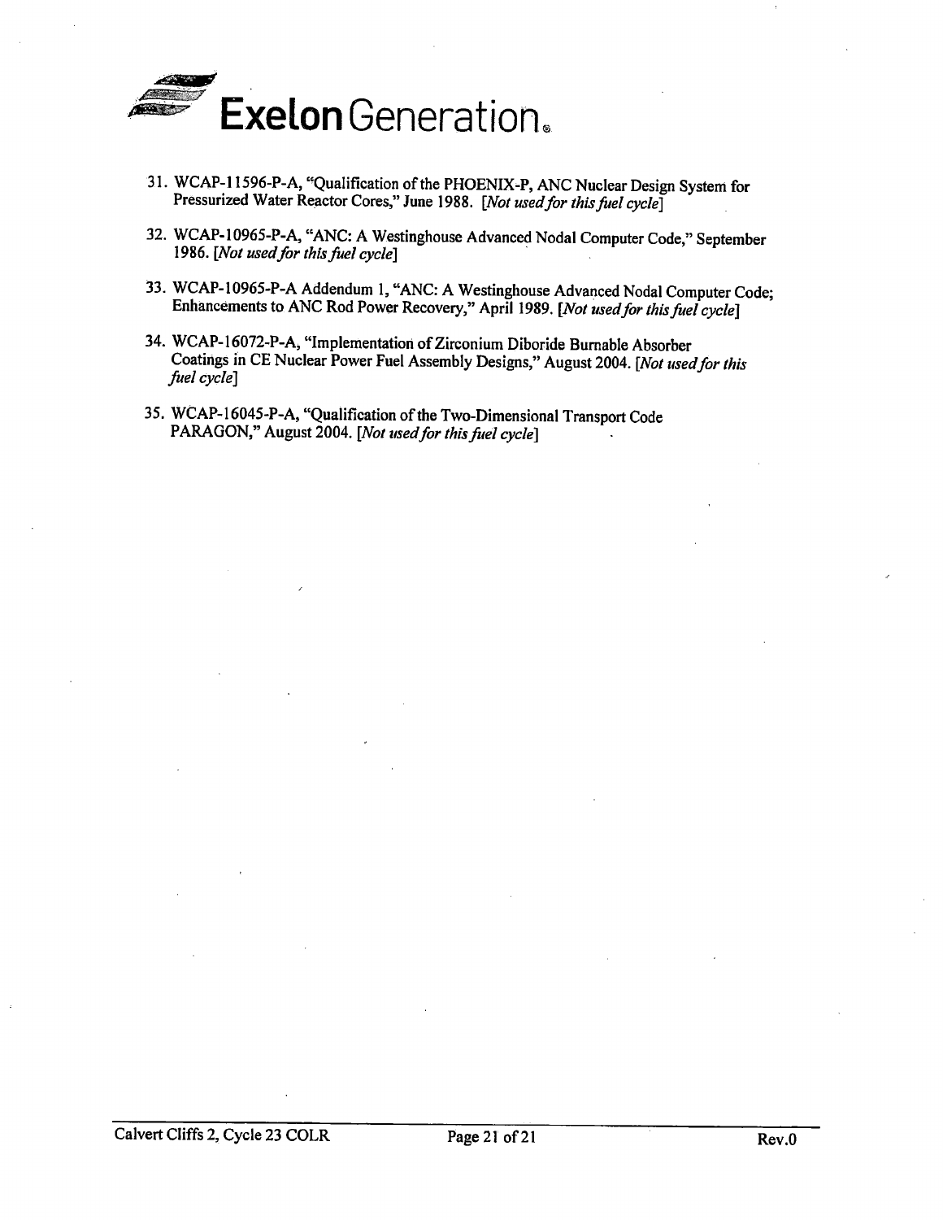31. WCAP-11596-P-A, "Qualification of the PHOENIX-P, ANC Nuclear Design System for Pressurized Water Reactor Cores," June 1988. [*Not used for this fuel cycle*]

32. WCAP-10965-P-A, "ANC: A Westinghouse Advanced Nodal Computer Code," September 1986. [*Not used for this fuel cycle*]

33. WCAP-10965-P-A Addendum 1, "ANC: A Westinghouse Advanced Nodal Computer Code; Enhancements to ANC Rod Power Recovery," April 1989. [*Not used for this fuel cycle*]

34. WCAP-16072-P-A, "Implementation of Zirconium Diboride Burnable Absorber Coatings in CE Nuclear Power Fuel Assembly Designs," August 2004. [*Not used for this fuel cycle*]

35. WCAP-16045-P-A, "Qualification of the Two-Dimensional Transport Code PARAGON," August 2004. [*Not used for this fuel cycle*]